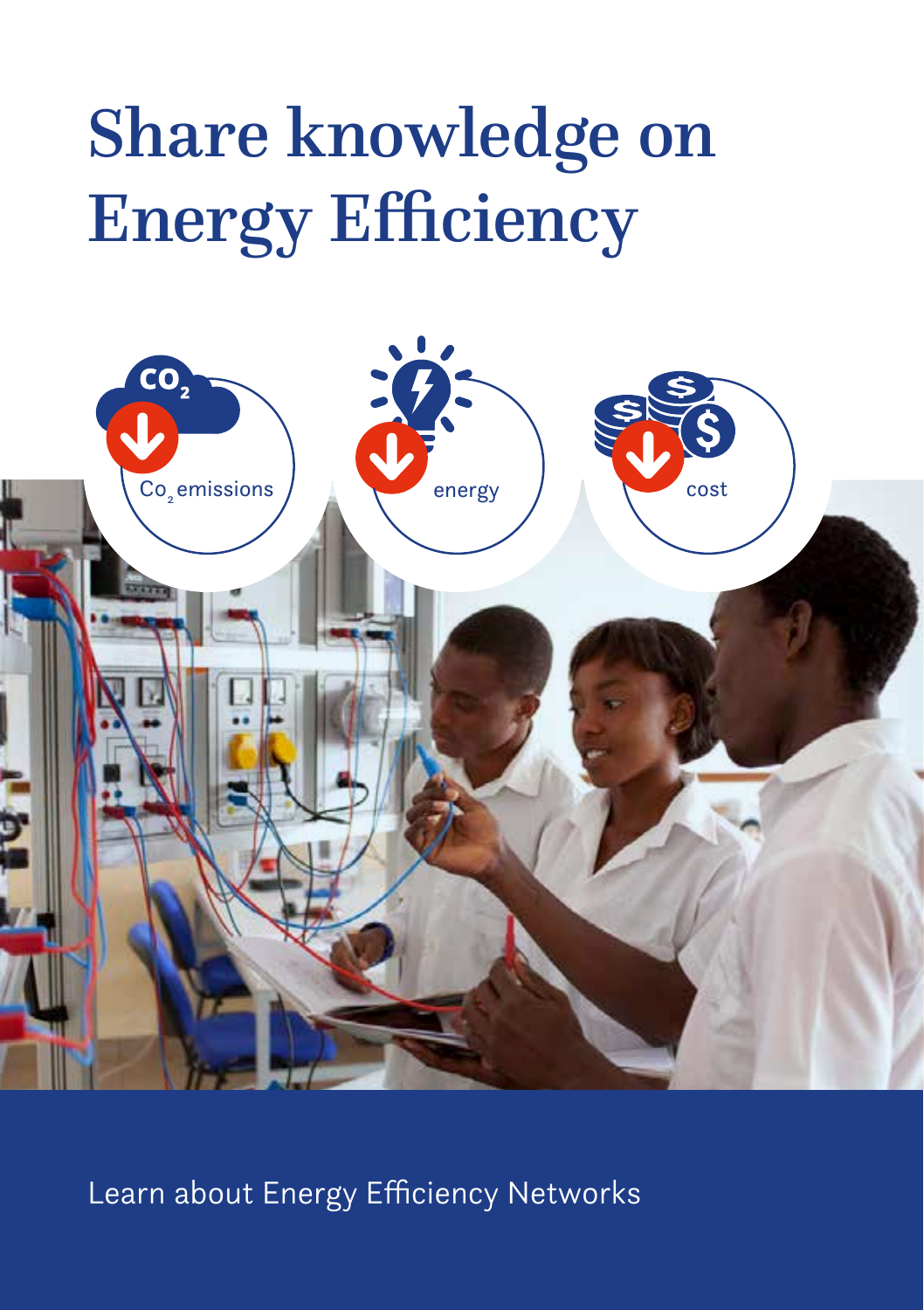# Share knowledge on Energy Efficiency

$CO_2$ emissions

energy

cost

Learn about Energy Efficiency Networks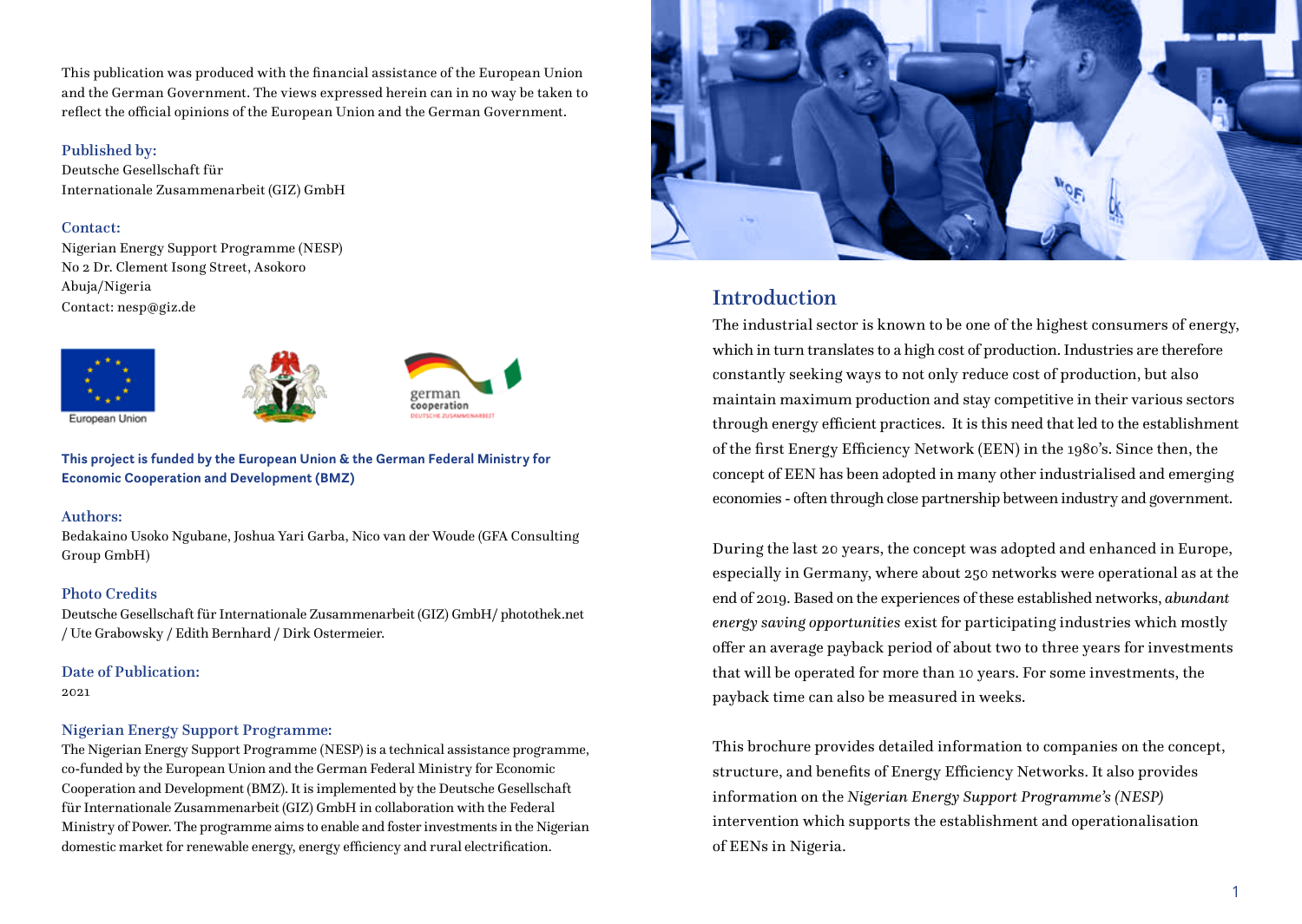This publication was produced with the financial assistance of the European Union and the German Government. The views expressed herein can in no way be taken to reflect the official opinions of the European Union and the German Government.

**Published by:**
Deutsche Gesellschaft für
Internationale Zusammenarbeit (GIZ) GmbH

**Contact:**
Nigerian Energy Support Programme (NESP)
No 2 Dr. Clement Isong Street, Asokoro
Abuja/Nigeria
Contact: nesp@giz.de

European Union

german cooperation
DEUTSCHE ZUSAMMENARBEIT

**This project is funded by the European Union & the German Federal Ministry for Economic Cooperation and Development (BMZ)**

**Authors:**
Bedakaino Usoko Ngubane, Joshua Yari Garba, Nico van der Woude (GFA Consulting Group GmbH)

**Photo Credits**
Deutsche Gesellschaft für Internationale Zusammenarbeit (GIZ) GmbH/ photothek.net / Ute Grabowsky / Edith Bernhard / Dirk Ostermeier.

**Date of Publication:**
2021

**Nigerian Energy Support Programme:**
The Nigerian Energy Support Programme (NESP) is a technical assistance programme, co-funded by the European Union and the German Federal Ministry for Economic Cooperation and Development (BMZ). It is implemented by the Deutsche Gesellschaft für Internationale Zusammenarbeit (GIZ) GmbH in collaboration with the Federal Ministry of Power. The programme aims to enable and foster investments in the Nigerian domestic market for renewable energy, energy efficiency and rural electrification.

## Introduction

The industrial sector is known to be one of the highest consumers of energy, which in turn translates to a high cost of production. Industries are therefore constantly seeking ways to not only reduce cost of production, but also maintain maximum production and stay competitive in their various sectors through energy efficient practices. It is this need that led to the establishment of the first Energy Efficiency Network (EEN) in the 1980's. Since then, the concept of EEN has been adopted in many other industrialised and emerging economies - often through close partnership between industry and government.

During the last 20 years, the concept was adopted and enhanced in Europe, especially in Germany, where about 250 networks were operational as at the end of 2019. Based on the experiences of these established networks, *abundant energy saving opportunities* exist for participating industries which mostly offer an average payback period of about two to three years for investments that will be operated for more than 10 years. For some investments, the payback time can also be measured in weeks.

This brochure provides detailed information to companies on the concept, structure, and benefits of Energy Efficiency Networks. It also provides information on the *Nigerian Energy Support Programme's (NESP)* intervention which supports the establishment and operationalisation of EENs in Nigeria.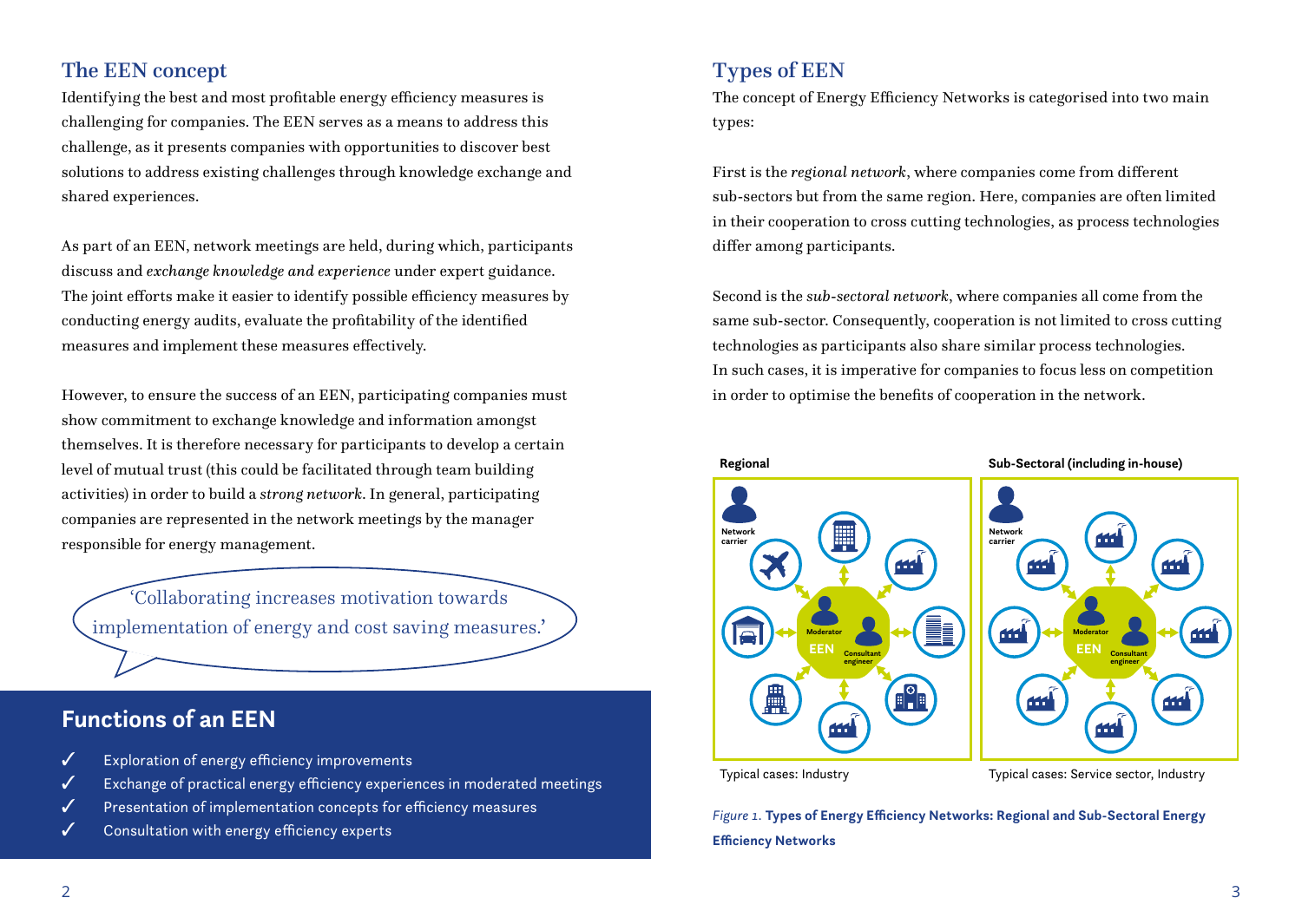## The EEN concept

Identifying the best and most profitable energy efficiency measures is challenging for companies. The EEN serves as a means to address this challenge, as it presents companies with opportunities to discover best solutions to address existing challenges through knowledge exchange and shared experiences.

As part of an EEN, network meetings are held, during which, participants discuss and *exchange knowledge and experience* under expert guidance. The joint efforts make it easier to identify possible efficiency measures by conducting energy audits, evaluate the profitability of the identified measures and implement these measures effectively.

However, to ensure the success of an EEN, participating companies must show commitment to exchange knowledge and information amongst themselves. It is therefore necessary for participants to develop a certain level of mutual trust (this could be facilitated through team building activities) in order to build a *strong network*. In general, participating companies are represented in the network meetings by the manager responsible for energy management.

'Collaborating increases motivation towards implementation of energy and cost saving measures.'

## Functions of an EEN

- ✓ Exploration of energy efficiency improvements
- ✓ Exchange of practical energy efficiency experiences in moderated meetings
- ✓ Presentation of implementation concepts for efficiency measures
- ✓ Consultation with energy efficiency experts

## Types of EEN

The concept of Energy Efficiency Networks is categorised into two main types:

First is the *regional network*, where companies come from different sub-sectors but from the same region. Here, companies are often limited in their cooperation to cross cutting technologies, as process technologies differ among participants.

Second is the *sub-sectoral network*, where companies all come from the same sub-sector. Consequently, cooperation is not limited to cross cutting technologies as participants also share similar process technologies. In such cases, it is imperative for companies to focus less on competition in order to optimise the benefits of cooperation in the network.

**Regional** — Network carrier; Moderator; Consultant engineer; EEN — Typical cases: Industry

**Sub-Sectoral (including in-house)** — Network carrier; Moderator; Consultant engineer; EEN — Typical cases: Service sector, Industry

*Figure 1.* **Types of Energy Efficiency Networks: Regional and Sub-Sectoral Energy Efficiency Networks**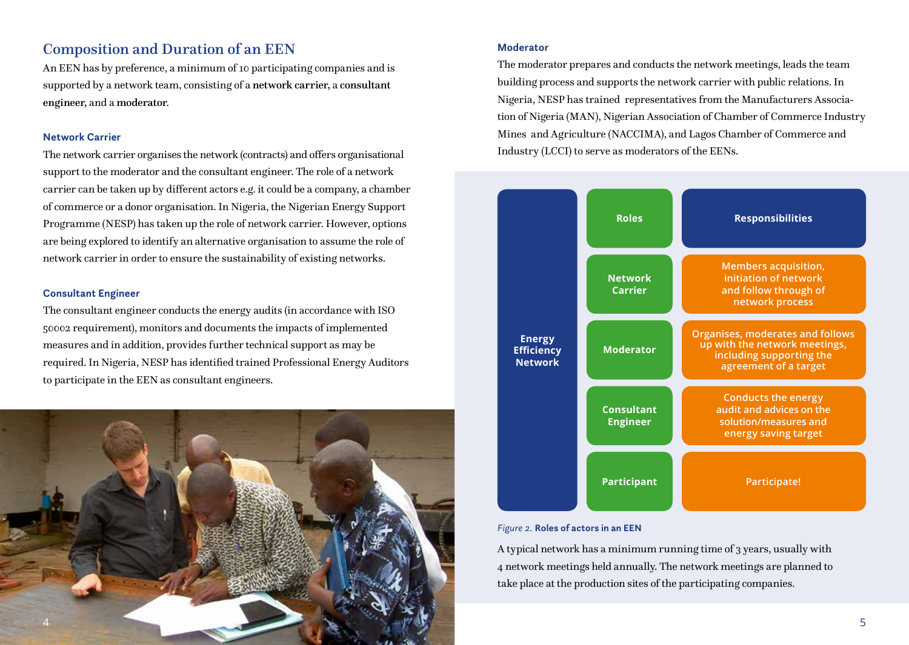## Composition and Duration of an EEN

An EEN has by preference, a minimum of 10 participating companies and is supported by a network team, consisting of a **network carrier**, a **consultant engineer**, and a **moderator**.

### Network Carrier

The network carrier organises the network (contracts) and offers organisational support to the moderator and the consultant engineer. The role of a network carrier can be taken up by different actors e.g. it could be a company, a chamber of commerce or a donor organisation. In Nigeria, the Nigerian Energy Support Programme (NESP) has taken up the role of network carrier. However, options are being explored to identify an alternative organisation to assume the role of network carrier in order to ensure the sustainability of existing networks.

### Consultant Engineer

The consultant engineer conducts the energy audits (in accordance with ISO 50002 requirement), monitors and documents the impacts of implemented measures and in addition, provides further technical support as may be required. In Nigeria, NESP has identified trained Professional Energy Auditors to participate in the EEN as consultant engineers.

### Moderator

The moderator prepares and conducts the network meetings, leads the team building process and supports the network carrier with public relations. In Nigeria, NESP has trained representatives from the Manufacturers Association of Nigeria (MAN), Nigerian Association of Chamber of Commerce Industry Mines and Agriculture (NACCIMA), and Lagos Chamber of Commerce and Industry (LCCI) to serve as moderators of the EENs.

| | Roles | Responsibilities |
|---|---|---|
| Energy Efficiency Network | Network Carrier | Members acquisition, initiation of network and follow through of network process |
| | Moderator | Organises, moderates and follows up with the network meetings, including supporting the agreement of a target |
| | Consultant Engineer | Conducts the energy audit and advices on the solution/measures and energy saving target |
| | Participant | Participate! |

*Figure 2.* **Roles of actors in an EEN**

A typical network has a minimum running time of 3 years, usually with 4 network meetings held annually. The network meetings are planned to take place at the production sites of the participating companies.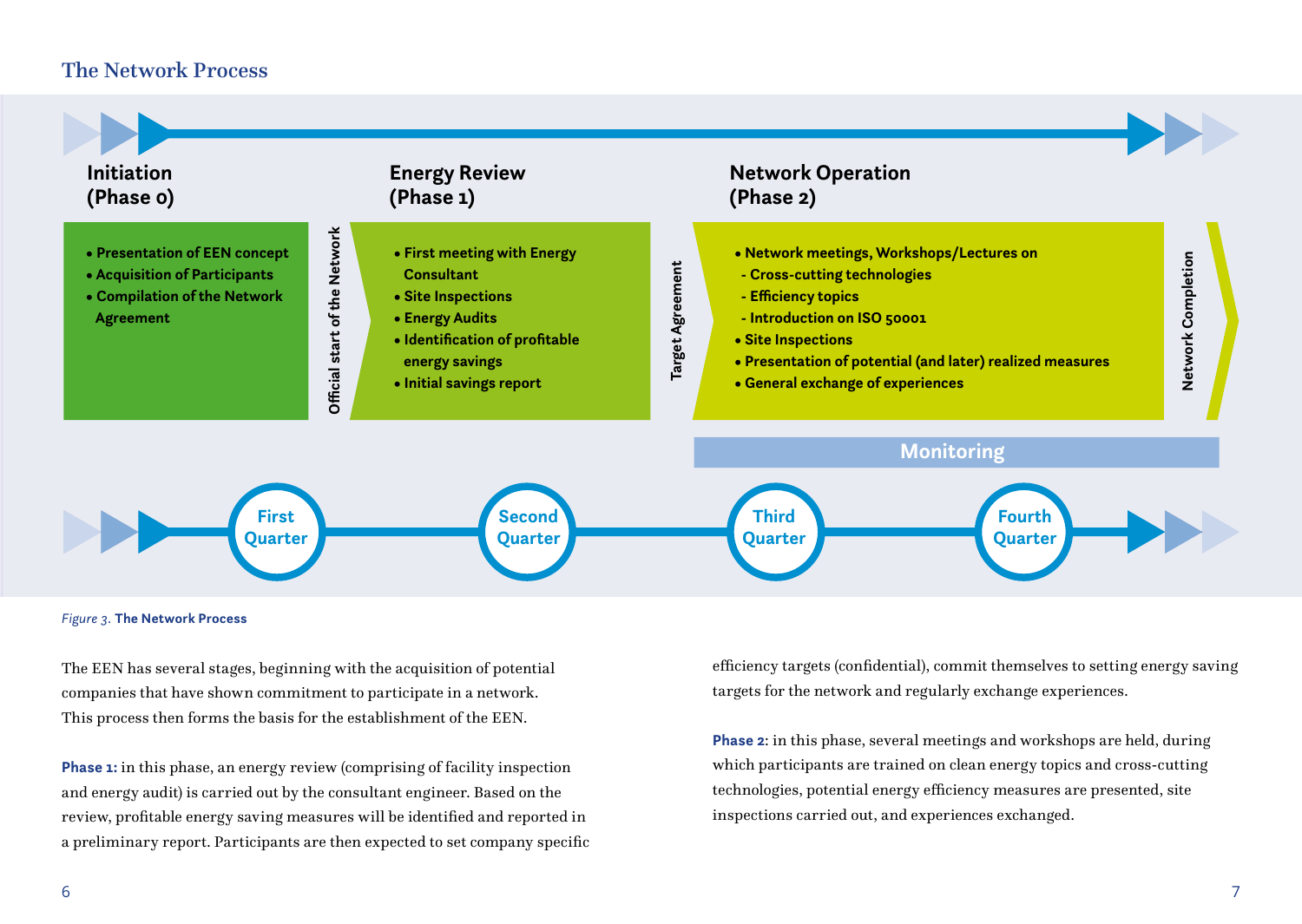## The Network Process

### Initiation (Phase 0)

- Presentation of EEN concept
- Acquisition of Participants
- Compilation of the Network Agreement

Official start of the Network

### Energy Review (Phase 1)

- First meeting with Energy Consultant
- Site Inspections
- Energy Audits
- Identification of profitable energy savings
- Initial savings report

Target Agreement

### Network Operation (Phase 2)

- Network meetings, Workshops/Lectures on
  - Cross-cutting technologies
  - Efficiency topics
  - Introduction on ISO 50001
- Site Inspections
- Presentation of potential (and later) realized measures
- General exchange of experiences

Network Completion

Monitoring

First Quarter — Second Quarter — Third Quarter — Fourth Quarter

*Figure 3.* **The Network Process**

The EEN has several stages, beginning with the acquisition of potential companies that have shown commitment to participate in a network. This process then forms the basis for the establishment of the EEN.

**Phase 1:** in this phase, an energy review (comprising of facility inspection and energy audit) is carried out by the consultant engineer. Based on the review, profitable energy saving measures will be identified and reported in a preliminary report. Participants are then expected to set company specific efficiency targets (confidential), commit themselves to setting energy saving targets for the network and regularly exchange experiences.

**Phase 2**: in this phase, several meetings and workshops are held, during which participants are trained on clean energy topics and cross-cutting technologies, potential energy efficiency measures are presented, site inspections carried out, and experiences exchanged.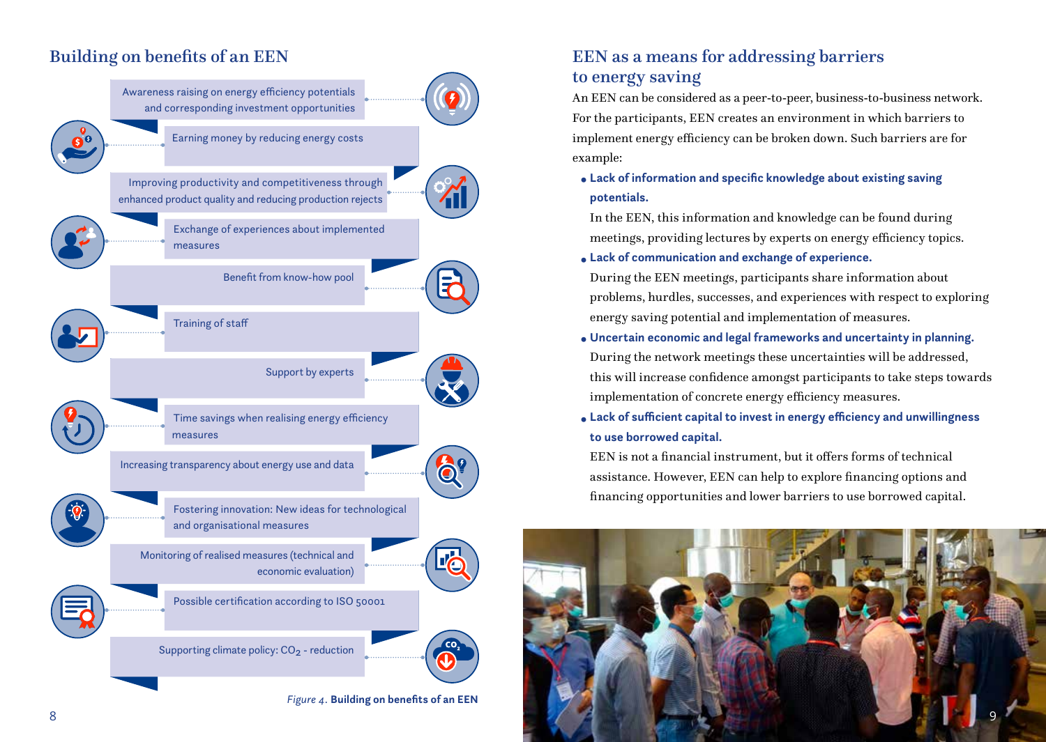## Building on benefits of an EEN

- Awareness raising on energy efficiency potentials and corresponding investment opportunities
- Earning money by reducing energy costs
- Improving productivity and competitiveness through enhanced product quality and reducing production rejects
- Exchange of experiences about implemented measures
- Benefit from know-how pool
- Training of staff
- Support by experts
- Time savings when realising energy efficiency measures
- Increasing transparency about energy use and data
- Fostering innovation: New ideas for technological and organisational measures
- Monitoring of realised measures (technical and economic evaluation)
- Possible certification according to ISO 50001
- Supporting climate policy: $CO_2$ - reduction

*Figure 4.* **Building on benefits of an EEN**

## EEN as a means for addressing barriers to energy saving

An EEN can be considered as a peer-to-peer, business-to-business network. For the participants, EEN creates an environment in which barriers to implement energy efficiency can be broken down. Such barriers are for example:

- **Lack of information and specific knowledge about existing saving potentials.**
  In the EEN, this information and knowledge can be found during meetings, providing lectures by experts on energy efficiency topics.
- **Lack of communication and exchange of experience.**
  During the EEN meetings, participants share information about problems, hurdles, successes, and experiences with respect to exploring energy saving potential and implementation of measures.
- **Uncertain economic and legal frameworks and uncertainty in planning.**
  During the network meetings these uncertainties will be addressed, this will increase confidence amongst participants to take steps towards implementation of concrete energy efficiency measures.
- **Lack of sufficient capital to invest in energy efficiency and unwillingness to use borrowed capital.**
  EEN is not a financial instrument, but it offers forms of technical assistance. However, EEN can help to explore financing options and financing opportunities and lower barriers to use borrowed capital.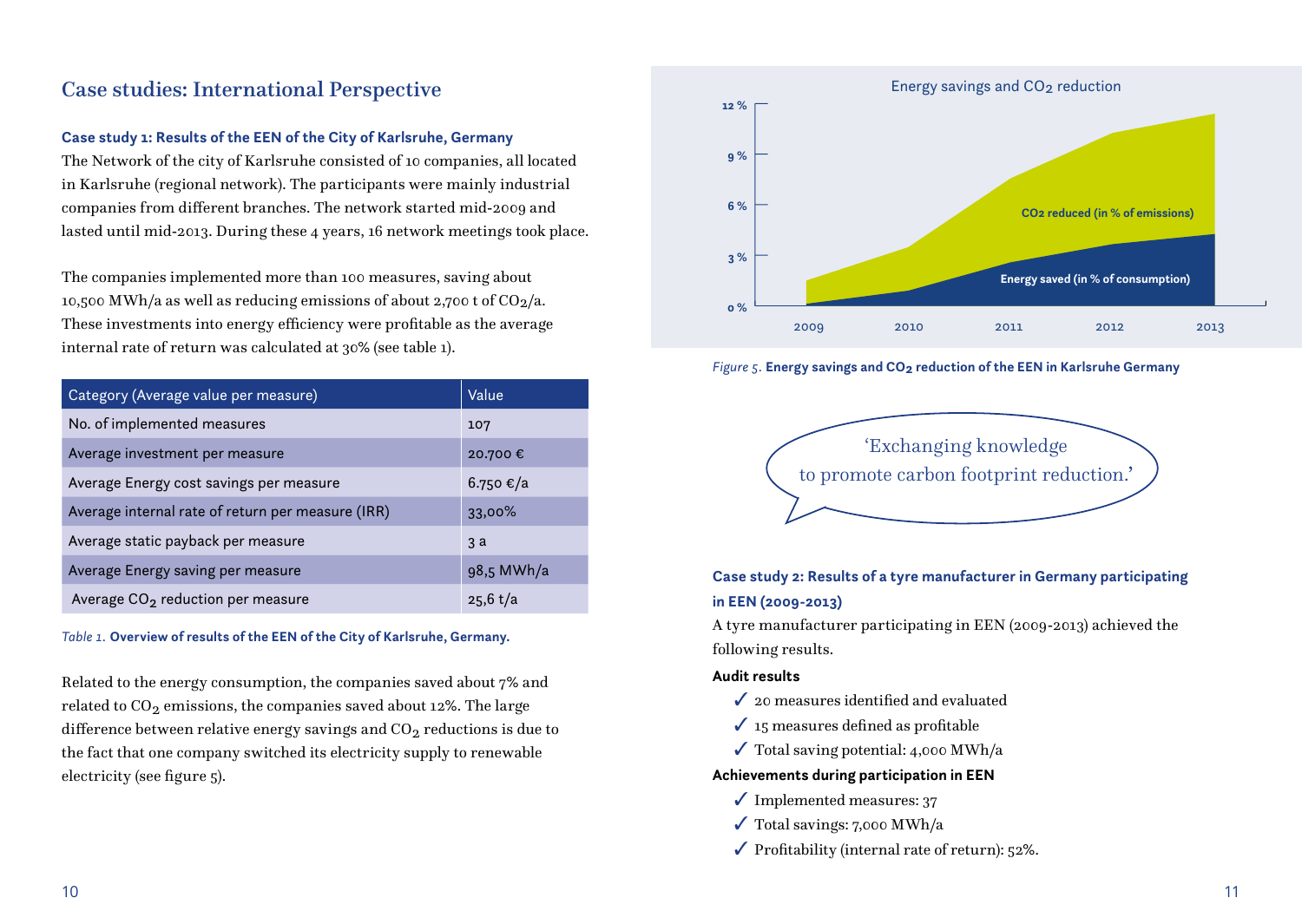## Case studies: International Perspective

### Case study 1: Results of the EEN of the City of Karlsruhe, Germany

The Network of the city of Karlsruhe consisted of 10 companies, all located in Karlsruhe (regional network). The participants were mainly industrial companies from different branches. The network started mid-2009 and lasted until mid-2013. During these 4 years, 16 network meetings took place.

The companies implemented more than 100 measures, saving about 10,500 MWh/a as well as reducing emissions of about 2,700 t of $CO_2$/a. These investments into energy efficiency were profitable as the average internal rate of return was calculated at 30% (see table 1).

| Category (Average value per measure) | Value |
| --- | --- |
| No. of implemented measures | 107 |
| Average investment per measure | 20.700 € |
| Average Energy cost savings per measure | 6.750 €/a |
| Average internal rate of return per measure (IRR) | 33,00% |
| Average static payback per measure | 3 a |
| Average Energy saving per measure | 98,5 MWh/a |
| Average $CO_2$ reduction per measure | 25,6 t/a |

*Table 1.* **Overview of results of the EEN of the City of Karlsruhe, Germany.**

Related to the energy consumption, the companies saved about 7% and related to $CO_2$ emissions, the companies saved about 12%. The large difference between relative energy savings and $CO_2$ reductions is due to the fact that one company switched its electricity supply to renewable electricity (see figure 5).

*Figure 5.* **Energy savings and $CO_2$ reduction of the EEN in Karlsruhe Germany**

'Exchanging knowledge to promote carbon footprint reduction.'

### Case study 2: Results of a tyre manufacturer in Germany participating in EEN (2009-2013)

A tyre manufacturer participating in EEN (2009-2013) achieved the following results.

**Audit results**

- ✓ 20 measures identified and evaluated
- ✓ 15 measures defined as profitable
- ✓ Total saving potential: 4,000 MWh/a

**Achievements during participation in EEN**

- ✓ Implemented measures: 37
- ✓ Total savings: 7,000 MWh/a
- ✓ Profitability (internal rate of return): 52%.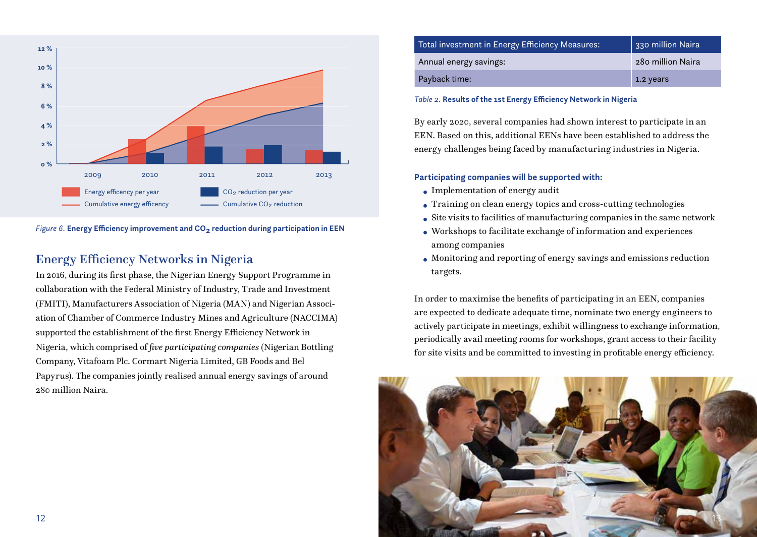Figure 6. **Energy Efficiency improvement and $CO_2$ reduction during participation in EEN**

## Energy Efficiency Networks in Nigeria

In 2016, during its first phase, the Nigerian Energy Support Programme in collaboration with the Federal Ministry of Industry, Trade and Investment (FMITI), Manufacturers Association of Nigeria (MAN) and Nigerian Association of Chamber of Commerce Industry Mines and Agriculture (NACCIMA) supported the establishment of the first Energy Efficiency Network in Nigeria, which comprised of *five participating companies* (Nigerian Bottling Company, Vitafoam Plc. Cormart Nigeria Limited, GB Foods and Bel Papyrus). The companies jointly realised annual energy savings of around 280 million Naira.

| Total investment in Energy Efficiency Measures: | 330 million Naira |
|---|---|
| Annual energy savings: | 280 million Naira |
| Payback time: | 1.2 years |

Table 2. **Results of the 1st Energy Efficiency Network in Nigeria**

By early 2020, several companies had shown interest to participate in an EEN. Based on this, additional EENs have been established to address the energy challenges being faced by manufacturing industries in Nigeria.

**Participating companies will be supported with:**

- Implementation of energy audit
- Training on clean energy topics and cross-cutting technologies
- Site visits to facilities of manufacturing companies in the same network
- Workshops to facilitate exchange of information and experiences among companies
- Monitoring and reporting of energy savings and emissions reduction targets.

In order to maximise the benefits of participating in an EEN, companies are expected to dedicate adequate time, nominate two energy engineers to actively participate in meetings, exhibit willingness to exchange information, periodically avail meeting rooms for workshops, grant access to their facility for site visits and be committed to investing in profitable energy efficiency.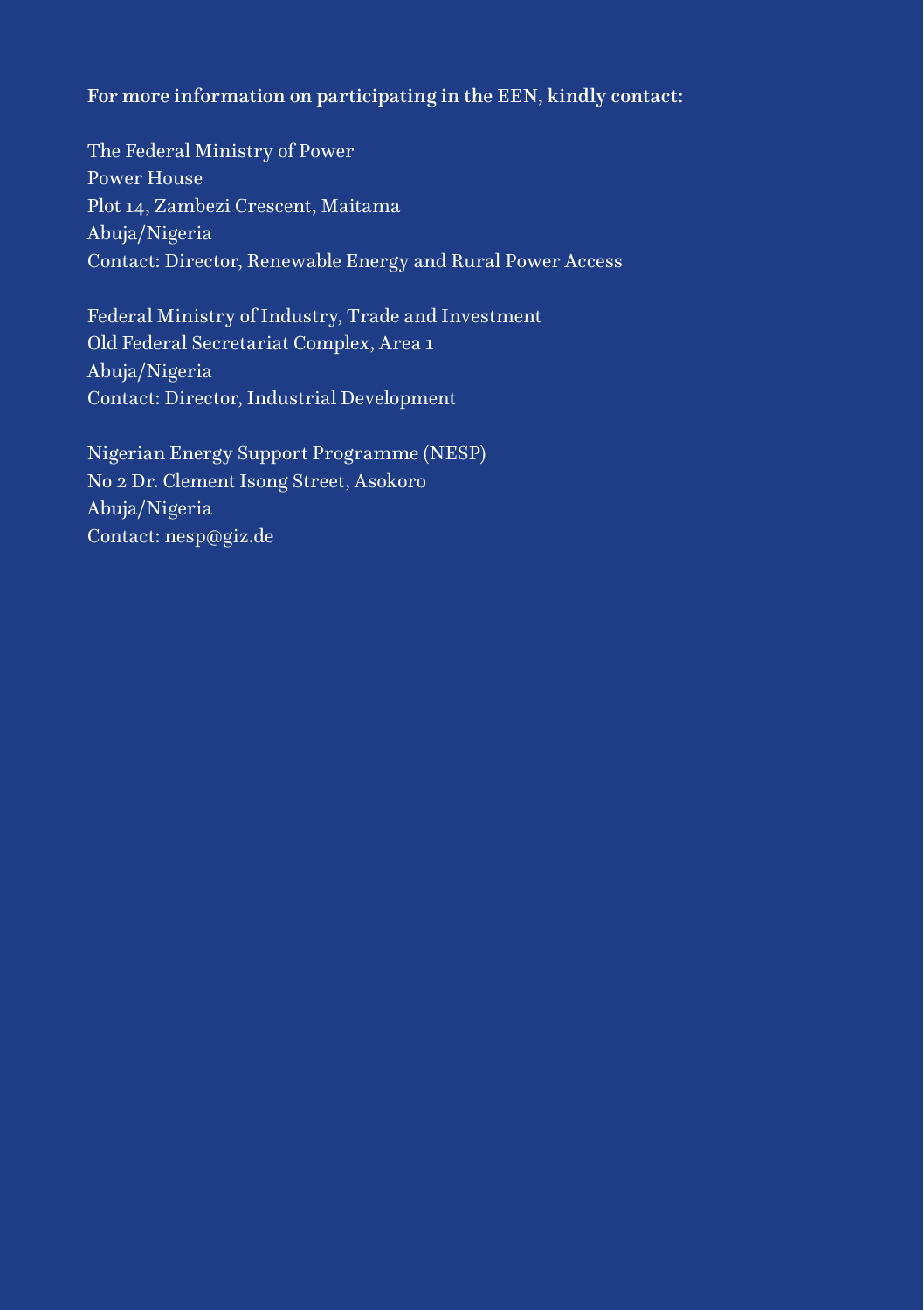**For more information on participating in the EEN, kindly contact:**

The Federal Ministry of Power
Power House
Plot 14, Zambezi Crescent, Maitama
Abuja/Nigeria
Contact: Director, Renewable Energy and Rural Power Access

Federal Ministry of Industry, Trade and Investment
Old Federal Secretariat Complex, Area 1
Abuja/Nigeria
Contact: Director, Industrial Development

Nigerian Energy Support Programme (NESP)
No 2 Dr. Clement Isong Street, Asokoro
Abuja/Nigeria
Contact: nesp@giz.de